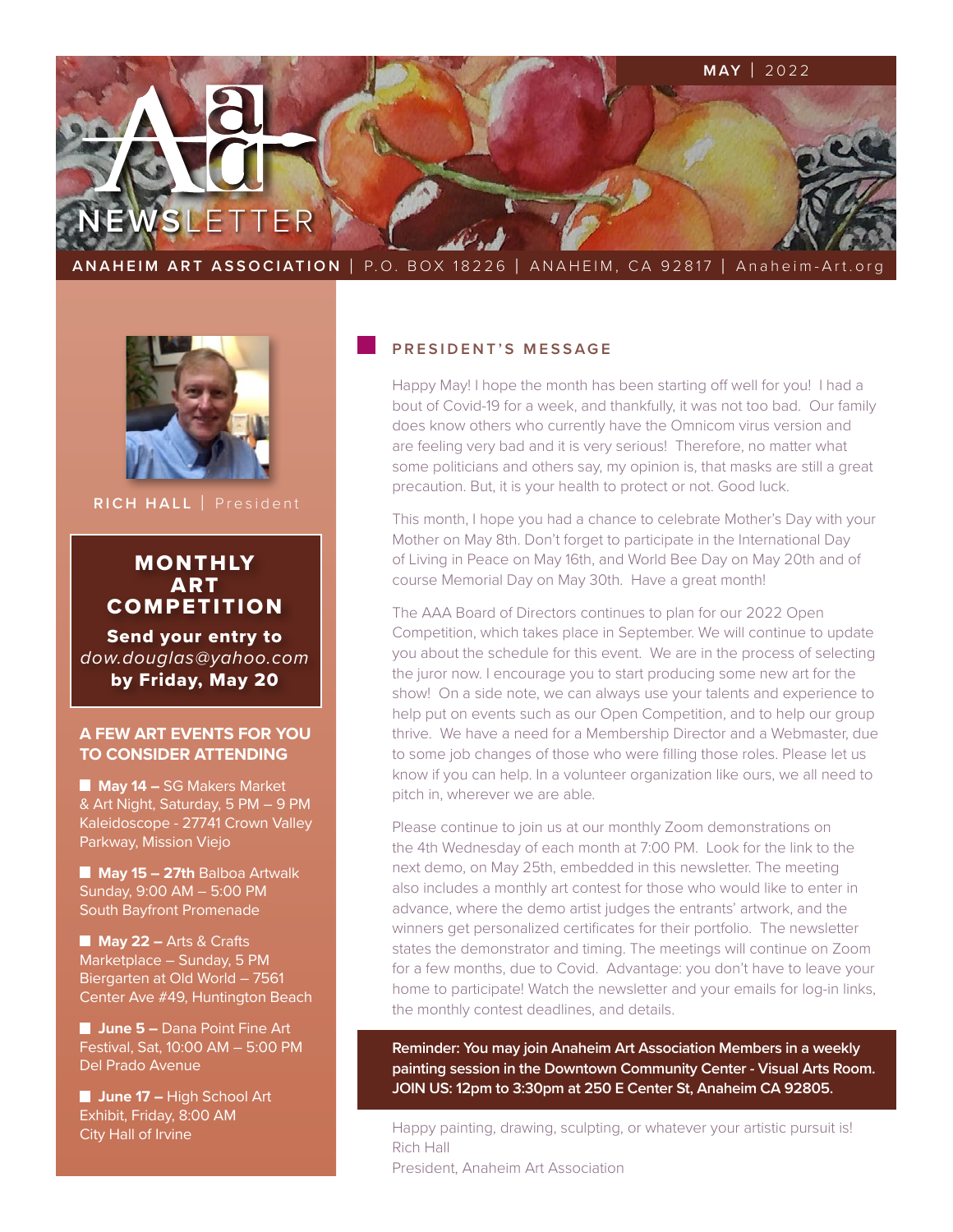# AAA NEWSLETTER

**MAY** | 2022

**ANAHEIM ART ASSOCIATION** | P.O. BOX 18226 | ANAHEIM, CA 92817 | Anaheim-Art.org

**RICH HALL** | President

## MONTHLY ART COMPETITION

**Send your entry to**
*dow.douglas@yahoo.com*
**by Friday, May 20**

## A FEW ART EVENTS FOR YOU TO CONSIDER ATTENDING

- **May 14 –** SG Makers Market & Art Night, Saturday, 5 PM – 9 PM Kaleidoscope - 27741 Crown Valley Parkway, Mission Viejo
- **May 15 – 27th** Balboa Artwalk Sunday, 9:00 AM – 5:00 PM South Bayfront Promenade
- **May 22 –** Arts & Crafts Marketplace – Sunday, 5 PM Biergarten at Old World – 7561 Center Ave #49, Huntington Beach
- **June 5 –** Dana Point Fine Art Festival, Sat, 10:00 AM – 5:00 PM Del Prado Avenue
- **June 17 –** High School Art Exhibit, Friday, 8:00 AM City Hall of Irvine

## PRESIDENT'S MESSAGE

Happy May! I hope the month has been starting off well for you! I had a bout of Covid-19 for a week, and thankfully, it was not too bad. Our family does know others who currently have the Omnicom virus version and are feeling very bad and it is very serious! Therefore, no matter what some politicians and others say, my opinion is, that masks are still a great precaution. But, it is your health to protect or not. Good luck.

This month, I hope you had a chance to celebrate Mother's Day with your Mother on May 8th. Don't forget to participate in the International Day of Living in Peace on May 16th, and World Bee Day on May 20th and of course Memorial Day on May 30th. Have a great month!

The AAA Board of Directors continues to plan for our 2022 Open Competition, which takes place in September. We will continue to update you about the schedule for this event. We are in the process of selecting the juror now. I encourage you to start producing some new art for the show! On a side note, we can always use your talents and experience to help put on events such as our Open Competition, and to help our group thrive. We have a need for a Membership Director and a Webmaster, due to some job changes of those who were filling those roles. Please let us know if you can help. In a volunteer organization like ours, we all need to pitch in, wherever we are able.

Please continue to join us at our monthly Zoom demonstrations on the 4th Wednesday of each month at 7:00 PM. Look for the link to the next demo, on May 25th, embedded in this newsletter. The meeting also includes a monthly art contest for those who would like to enter in advance, where the demo artist judges the entrants' artwork, and the winners get personalized certificates for their portfolio. The newsletter states the demonstrator and timing. The meetings will continue on Zoom for a few months, due to Covid. Advantage: you don't have to leave your home to participate! Watch the newsletter and your emails for log-in links, the monthly contest deadlines, and details.

**Reminder: You may join Anaheim Art Association Members in a weekly painting session in the Downtown Community Center - Visual Arts Room. JOIN US: 12pm to 3:30pm at 250 E Center St, Anaheim CA 92805.**

Happy painting, drawing, sculpting, or whatever your artistic pursuit is!
Rich Hall
President, Anaheim Art Association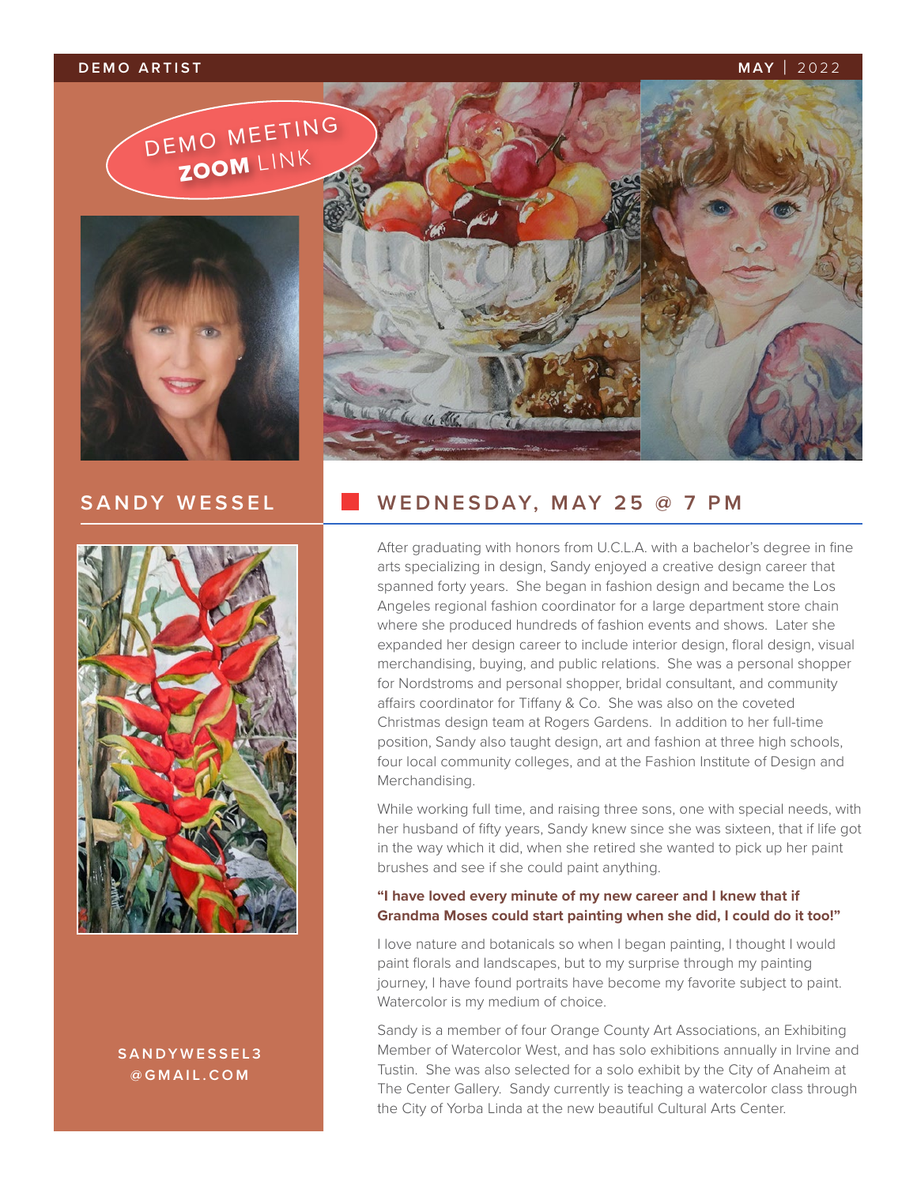DEMO ARTIST

MAY | 2022

DEMO MEETING **ZOOM** LINK

## SANDY WESSEL

## WEDNESDAY, MAY 25 @ 7 PM

After graduating with honors from U.C.L.A. with a bachelor's degree in fine arts specializing in design, Sandy enjoyed a creative design career that spanned forty years. She began in fashion design and became the Los Angeles regional fashion coordinator for a large department store chain where she produced hundreds of fashion events and shows. Later she expanded her design career to include interior design, floral design, visual merchandising, buying, and public relations. She was a personal shopper for Nordstroms and personal shopper, bridal consultant, and community affairs coordinator for Tiffany & Co. She was also on the coveted Christmas design team at Rogers Gardens. In addition to her full-time position, Sandy also taught design, art and fashion at three high schools, four local community colleges, and at the Fashion Institute of Design and Merchandising.

While working full time, and raising three sons, one with special needs, with her husband of fifty years, Sandy knew since she was sixteen, that if life got in the way which it did, when she retired she wanted to pick up her paint brushes and see if she could paint anything.

**"I have loved every minute of my new career and I knew that if Grandma Moses could start painting when she did, I could do it too!"**

I love nature and botanicals so when I began painting, I thought I would paint florals and landscapes, but to my surprise through my painting journey, I have found portraits have become my favorite subject to paint. Watercolor is my medium of choice.

Sandy is a member of four Orange County Art Associations, an Exhibiting Member of Watercolor West, and has solo exhibitions annually in Irvine and Tustin. She was also selected for a solo exhibit by the City of Anaheim at The Center Gallery. Sandy currently is teaching a watercolor class through the City of Yorba Linda at the new beautiful Cultural Arts Center.

SANDYWESSEL3@GMAIL.COM